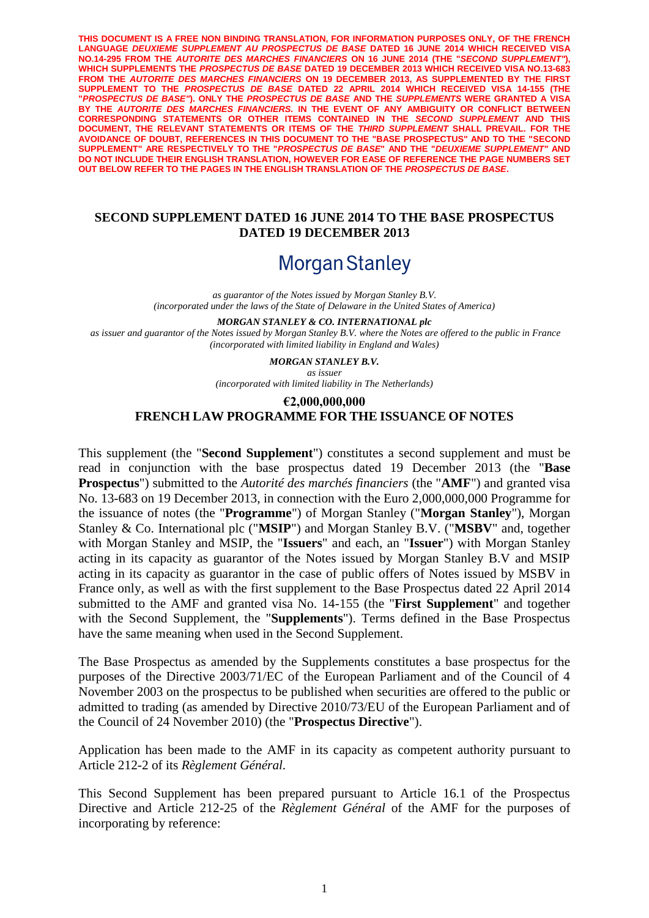**THIS DOCUMENT IS A FREE NON BINDING TRANSLATION, FOR INFORMATION PURPOSES ONLY, OF THE FRENCH LANGUAGE *DEUXIEME SUPPLEMENT AU PROSPECTUS DE BASE* DATED 16 JUNE 2014 WHICH RECEIVED VISA NO.14-295 FROM THE *AUTORITE DES MARCHES FINANCIERS* ON 16 JUNE 2014 (THE "*SECOND SUPPLEMENT"*), WHICH SUPPLEMENTS THE *PROSPECTUS DE BASE* DATED 19 DECEMBER 2013 WHICH RECEIVED VISA NO.13-683 FROM THE *AUTORITE DES MARCHES FINANCIERS* ON 19 DECEMBER 2013, AS SUPPLEMENTED BY THE FIRST SUPPLEMENT TO THE *PROSPECTUS DE BASE* DATED 22 APRIL 2014 WHICH RECEIVED VISA 14-155 (THE "*PROSPECTUS DE BASE"*). ONLY THE *PROSPECTUS DE BASE* AND THE *SUPPLEMENTS* WERE GRANTED A VISA BY THE *AUTORITE DES MARCHES FINANCIERS*. IN THE EVENT OF ANY AMBIGUITY OR CONFLICT BETWEEN CORRESPONDING STATEMENTS OR OTHER ITEMS CONTAINED IN THE *SECOND SUPPLEMENT* AND THIS DOCUMENT, THE RELEVANT STATEMENTS OR ITEMS OF THE *THIRD SUPPLEMENT* SHALL PREVAIL. FOR THE AVOIDANCE OF DOUBT, REFERENCES IN THIS DOCUMENT TO THE "BASE PROSPECTUS" AND TO THE "SECOND SUPPLEMENT" ARE RESPECTIVELY TO THE "*PROSPECTUS DE BASE*" AND THE "*DEUXIEME SUPPLEMENT"* AND DO NOT INCLUDE THEIR ENGLISH TRANSLATION, HOWEVER FOR EASE OF REFERENCE THE PAGE NUMBERS SET OUT BELOW REFER TO THE PAGES IN THE ENGLISH TRANSLATION OF THE *PROSPECTUS DE BASE*.**

# SECOND SUPPLEMENT DATED 16 JUNE 2014 TO THE BASE PROSPECTUS DATED 19 DECEMBER 2013

Morgan Stanley

*as guarantor of the Notes issued by Morgan Stanley B.V.*
*(incorporated under the laws of the State of Delaware in the United States of America)*

***MORGAN STANLEY & CO. INTERNATIONAL plc***
*as issuer and guarantor of the Notes issued by Morgan Stanley B.V. where the Notes are offered to the public in France*
*(incorporated with limited liability in England and Wales)*

***MORGAN STANLEY B.V.***
*as issuer*
*(incorporated with limited liability in The Netherlands)*

**€2,000,000,000**
**FRENCH LAW PROGRAMME FOR THE ISSUANCE OF NOTES**

This supplement (the "**Second Supplement**") constitutes a second supplement and must be read in conjunction with the base prospectus dated 19 December 2013 (the "**Base Prospectus**") submitted to the *Autorité des marchés financiers* (the "**AMF**") and granted visa No. 13-683 on 19 December 2013, in connection with the Euro 2,000,000,000 Programme for the issuance of notes (the "**Programme**") of Morgan Stanley ("**Morgan Stanley**"), Morgan Stanley & Co. International plc ("**MSIP**") and Morgan Stanley B.V. ("**MSBV**" and, together with Morgan Stanley and MSIP, the "**Issuers**" and each, an "**Issuer**") with Morgan Stanley acting in its capacity as guarantor of the Notes issued by Morgan Stanley B.V and MSIP acting in its capacity as guarantor in the case of public offers of Notes issued by MSBV in France only, as well as with the first supplement to the Base Prospectus dated 22 April 2014 submitted to the AMF and granted visa No. 14-155 (the "**First Supplement**" and together with the Second Supplement, the "**Supplements**"). Terms defined in the Base Prospectus have the same meaning when used in the Second Supplement.

The Base Prospectus as amended by the Supplements constitutes a base prospectus for the purposes of the Directive 2003/71/EC of the European Parliament and of the Council of 4 November 2003 on the prospectus to be published when securities are offered to the public or admitted to trading (as amended by Directive 2010/73/EU of the European Parliament and of the Council of 24 November 2010) (the "**Prospectus Directive**").

Application has been made to the AMF in its capacity as competent authority pursuant to Article 212-2 of its *Règlement Général.*

This Second Supplement has been prepared pursuant to Article 16.1 of the Prospectus Directive and Article 212-25 of the *Règlement Général* of the AMF for the purposes of incorporating by reference: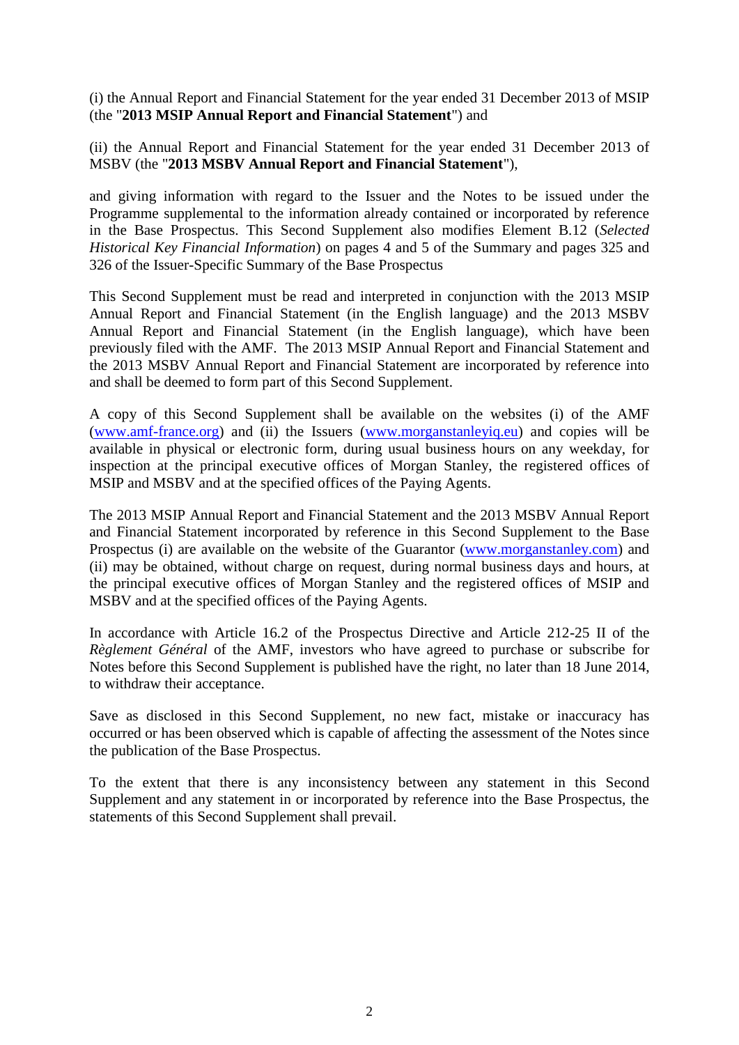(i) the Annual Report and Financial Statement for the year ended 31 December 2013 of MSIP (the "**2013 MSIP Annual Report and Financial Statement**") and

(ii) the Annual Report and Financial Statement for the year ended 31 December 2013 of MSBV (the "**2013 MSBV Annual Report and Financial Statement**"),

and giving information with regard to the Issuer and the Notes to be issued under the Programme supplemental to the information already contained or incorporated by reference in the Base Prospectus. This Second Supplement also modifies Element B.12 (*Selected Historical Key Financial Information*) on pages 4 and 5 of the Summary and pages 325 and 326 of the Issuer-Specific Summary of the Base Prospectus

This Second Supplement must be read and interpreted in conjunction with the 2013 MSIP Annual Report and Financial Statement (in the English language) and the 2013 MSBV Annual Report and Financial Statement (in the English language), which have been previously filed with the AMF. The 2013 MSIP Annual Report and Financial Statement and the 2013 MSBV Annual Report and Financial Statement are incorporated by reference into and shall be deemed to form part of this Second Supplement.

A copy of this Second Supplement shall be available on the websites (i) of the AMF (www.amf-france.org) and (ii) the Issuers (www.morganstanleyiq.eu) and copies will be available in physical or electronic form, during usual business hours on any weekday, for inspection at the principal executive offices of Morgan Stanley, the registered offices of MSIP and MSBV and at the specified offices of the Paying Agents.

The 2013 MSIP Annual Report and Financial Statement and the 2013 MSBV Annual Report and Financial Statement incorporated by reference in this Second Supplement to the Base Prospectus (i) are available on the website of the Guarantor (www.morganstanley.com) and (ii) may be obtained, without charge on request, during normal business days and hours, at the principal executive offices of Morgan Stanley and the registered offices of MSIP and MSBV and at the specified offices of the Paying Agents.

In accordance with Article 16.2 of the Prospectus Directive and Article 212-25 II of the *Règlement Général* of the AMF, investors who have agreed to purchase or subscribe for Notes before this Second Supplement is published have the right, no later than 18 June 2014, to withdraw their acceptance.

Save as disclosed in this Second Supplement, no new fact, mistake or inaccuracy has occurred or has been observed which is capable of affecting the assessment of the Notes since the publication of the Base Prospectus.

To the extent that there is any inconsistency between any statement in this Second Supplement and any statement in or incorporated by reference into the Base Prospectus, the statements of this Second Supplement shall prevail.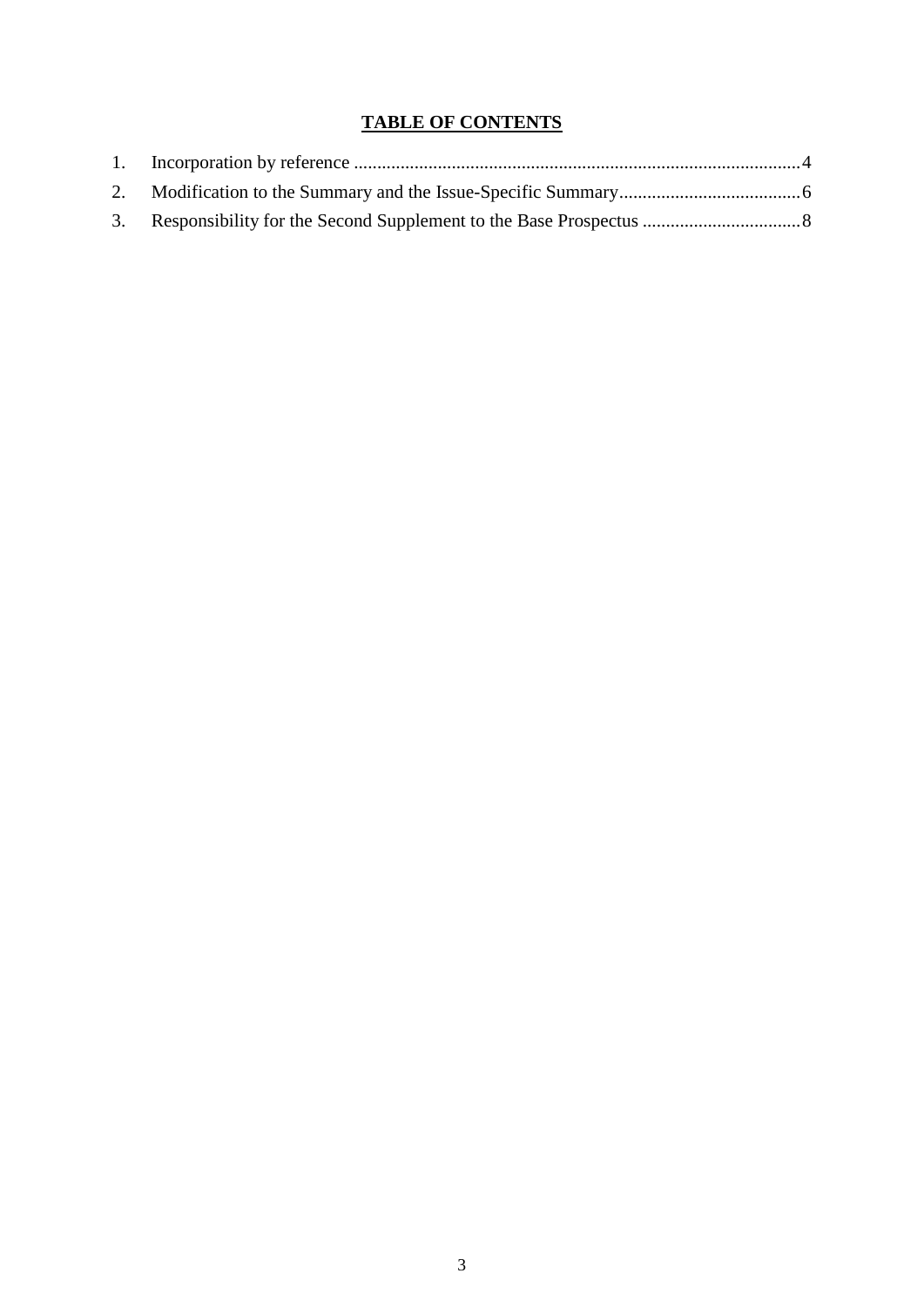# TABLE OF CONTENTS

1. Incorporation by reference ............................................................................................... 4
2. Modification to the Summary and the Issue-Specific Summary ...................................... 6
3. Responsibility for the Second Supplement to the Base Prospectus .................................. 8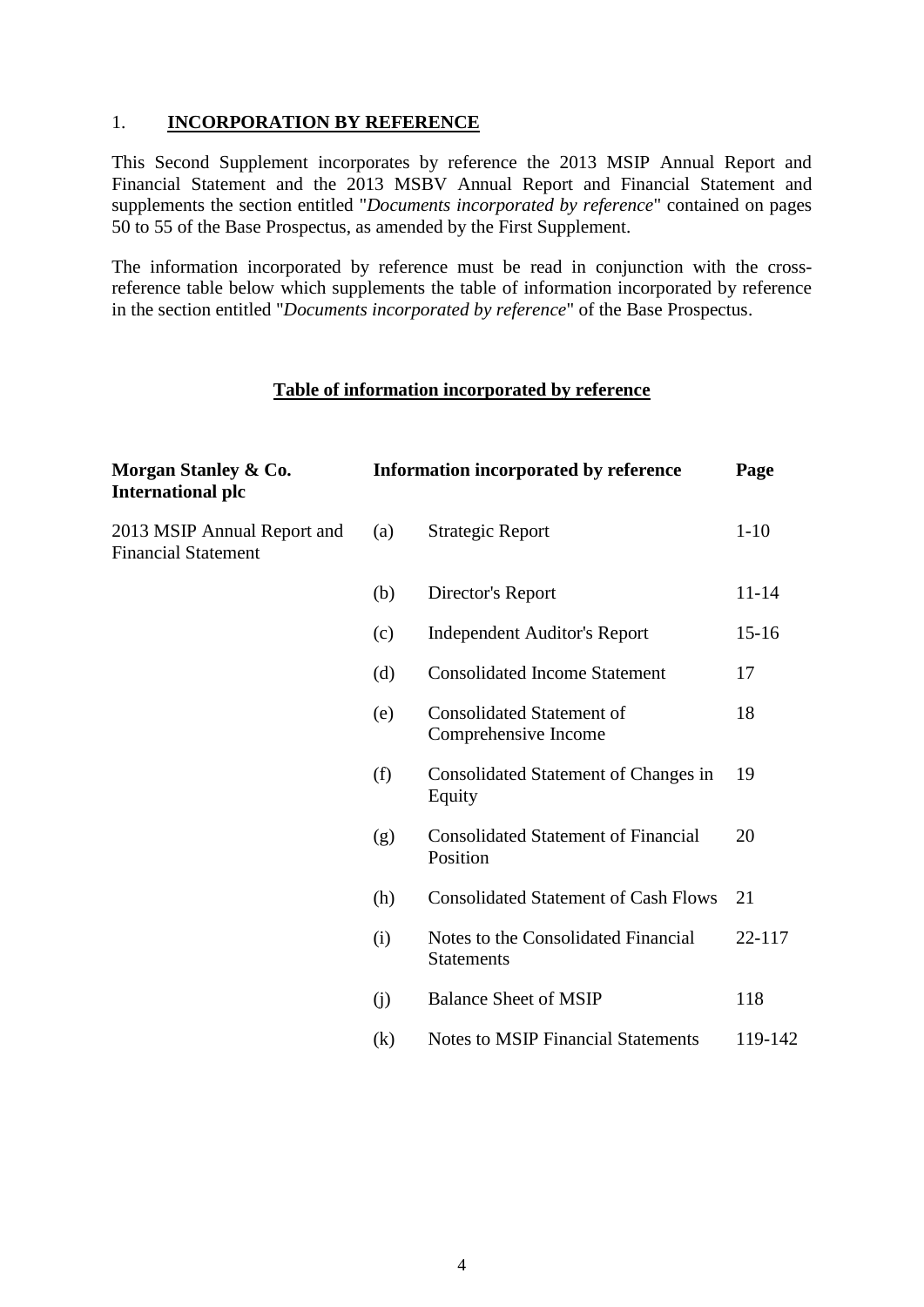## 1. INCORPORATION BY REFERENCE

This Second Supplement incorporates by reference the 2013 MSIP Annual Report and Financial Statement and the 2013 MSBV Annual Report and Financial Statement and supplements the section entitled "*Documents incorporated by reference*" contained on pages 50 to 55 of the Base Prospectus, as amended by the First Supplement.

The information incorporated by reference must be read in conjunction with the cross-reference table below which supplements the table of information incorporated by reference in the section entitled "*Documents incorporated by reference*" of the Base Prospectus.

### Table of information incorporated by reference

| Morgan Stanley & Co. International plc | Information incorporated by reference | | Page |
|---|---|---|---|
| 2013 MSIP Annual Report and Financial Statement | (a) | Strategic Report | 1-10 |
| | (b) | Director's Report | 11-14 |
| | (c) | Independent Auditor's Report | 15-16 |
| | (d) | Consolidated Income Statement | 17 |
| | (e) | Consolidated Statement of Comprehensive Income | 18 |
| | (f) | Consolidated Statement of Changes in Equity | 19 |
| | (g) | Consolidated Statement of Financial Position | 20 |
| | (h) | Consolidated Statement of Cash Flows | 21 |
| | (i) | Notes to the Consolidated Financial Statements | 22-117 |
| | (j) | Balance Sheet of MSIP | 118 |
| | (k) | Notes to MSIP Financial Statements | 119-142 |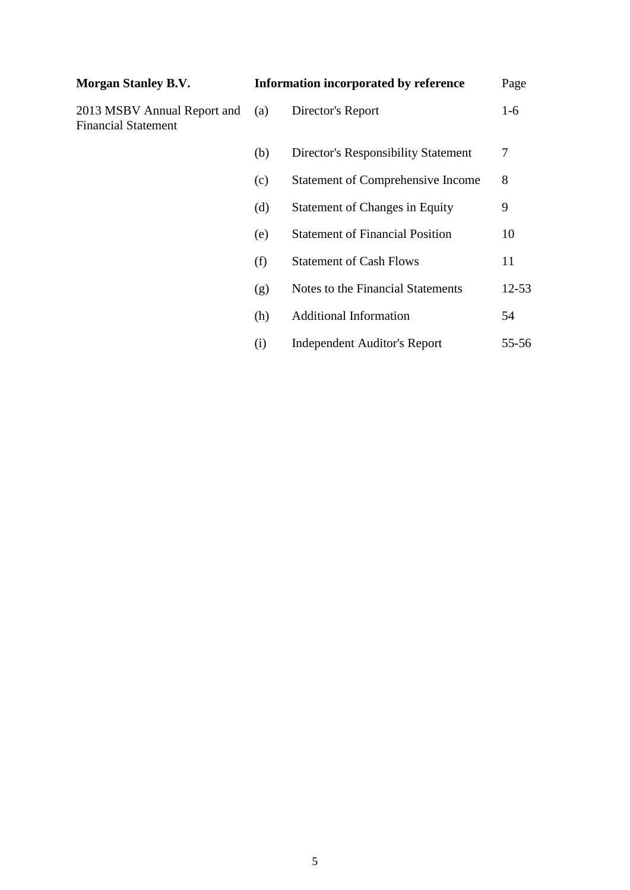| Morgan Stanley B.V. | Information incorporated by reference | | Page |
|---|---|---|---|
| 2013 MSBV Annual Report and Financial Statement | (a) | Director's Report | 1-6 |
| | (b) | Director's Responsibility Statement | 7 |
| | (c) | Statement of Comprehensive Income | 8 |
| | (d) | Statement of Changes in Equity | 9 |
| | (e) | Statement of Financial Position | 10 |
| | (f) | Statement of Cash Flows | 11 |
| | (g) | Notes to the Financial Statements | 12-53 |
| | (h) | Additional Information | 54 |
| | (i) | Independent Auditor's Report | 55-56 |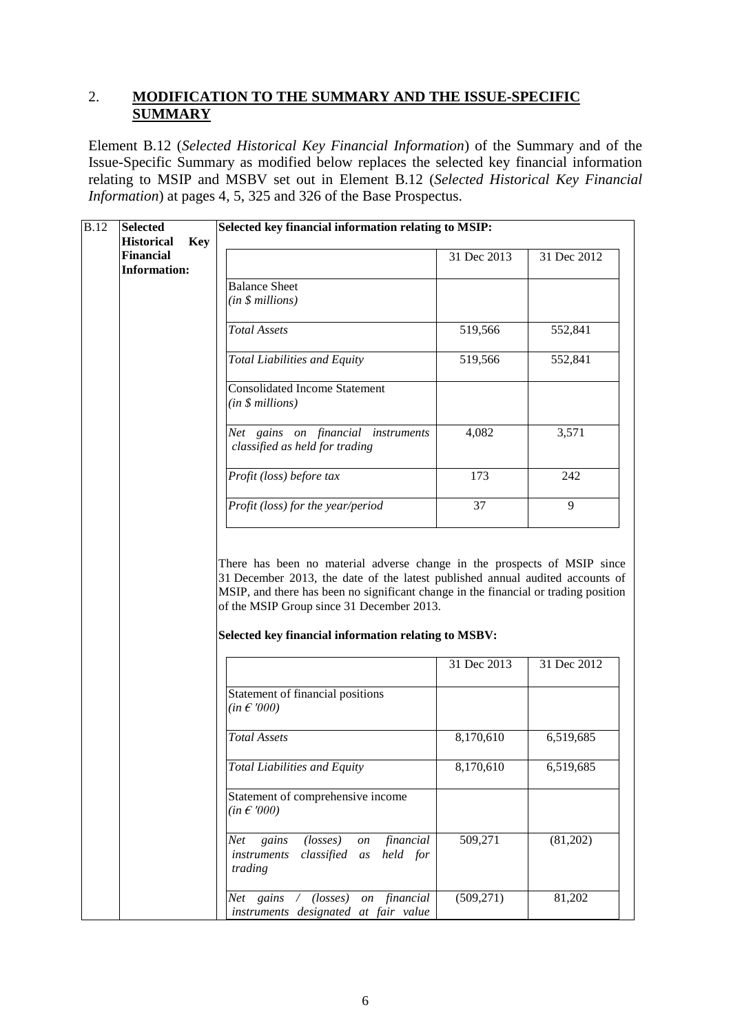## 2. MODIFICATION TO THE SUMMARY AND THE ISSUE-SPECIFIC SUMMARY

Element B.12 (*Selected Historical Key Financial Information*) of the Summary and of the Issue-Specific Summary as modified below replaces the selected key financial information relating to MSIP and MSBV set out in Element B.12 (*Selected Historical Key Financial Information*) at pages 4, 5, 325 and 326 of the Base Prospectus.

**B.12 Selected Historical Key Financial Information:**

**Selected key financial information relating to MSIP:**

| | 31 Dec 2013 | 31 Dec 2012 |
|---|---|---|
| Balance Sheet *(in $ millions)* | | |
| *Total Assets* | 519,566 | 552,841 |
| *Total Liabilities and Equity* | 519,566 | 552,841 |
| Consolidated Income Statement *(in $ millions)* | | |
| *Net gains on financial instruments classified as held for trading* | 4,082 | 3,571 |
| *Profit (loss) before tax* | 173 | 242 |
| *Profit (loss) for the year/period* | 37 | 9 |

There has been no material adverse change in the prospects of MSIP since 31 December 2013, the date of the latest published annual audited accounts of MSIP, and there has been no significant change in the financial or trading position of the MSIP Group since 31 December 2013.

**Selected key financial information relating to MSBV:**

| | 31 Dec 2013 | 31 Dec 2012 |
|---|---|---|
| Statement of financial positions *(in € '000)* | | |
| *Total Assets* | 8,170,610 | 6,519,685 |
| *Total Liabilities and Equity* | 8,170,610 | 6,519,685 |
| Statement of comprehensive income *(in € '000)* | | |
| *Net gains (losses) on financial instruments classified as held for trading* | 509,271 | (81,202) |
| *Net gains / (losses) on financial instruments designated at fair value* | (509,271) | 81,202 |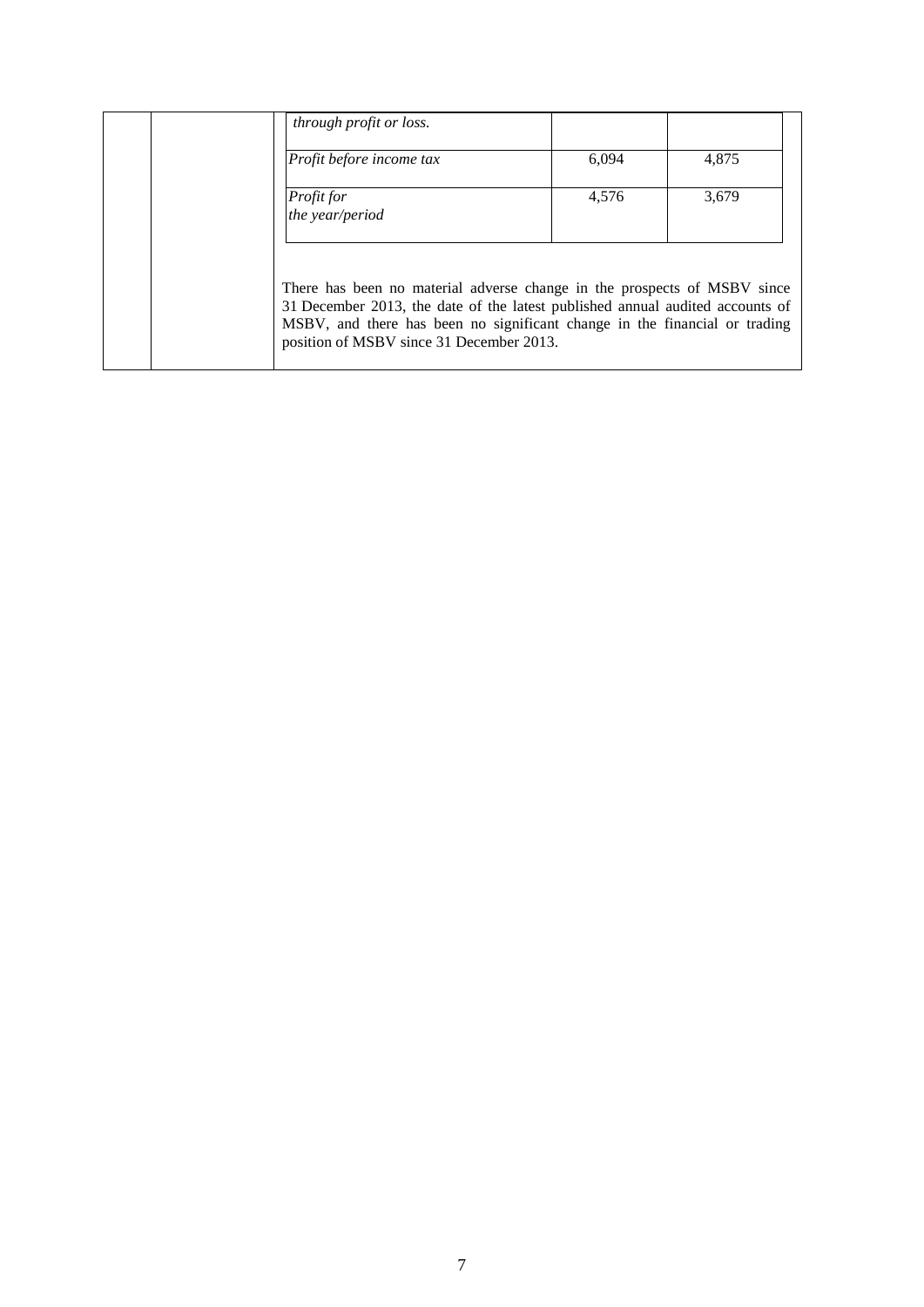| | | |
|---|---|---|
| *through profit or loss.* | | |
| *Profit before income tax* | 6,094 | 4,875 |
| *Profit for the year/period* | 4,576 | 3,679 |

There has been no material adverse change in the prospects of MSBV since 31 December 2013, the date of the latest published annual audited accounts of MSBV, and there has been no significant change in the financial or trading position of MSBV since 31 December 2013.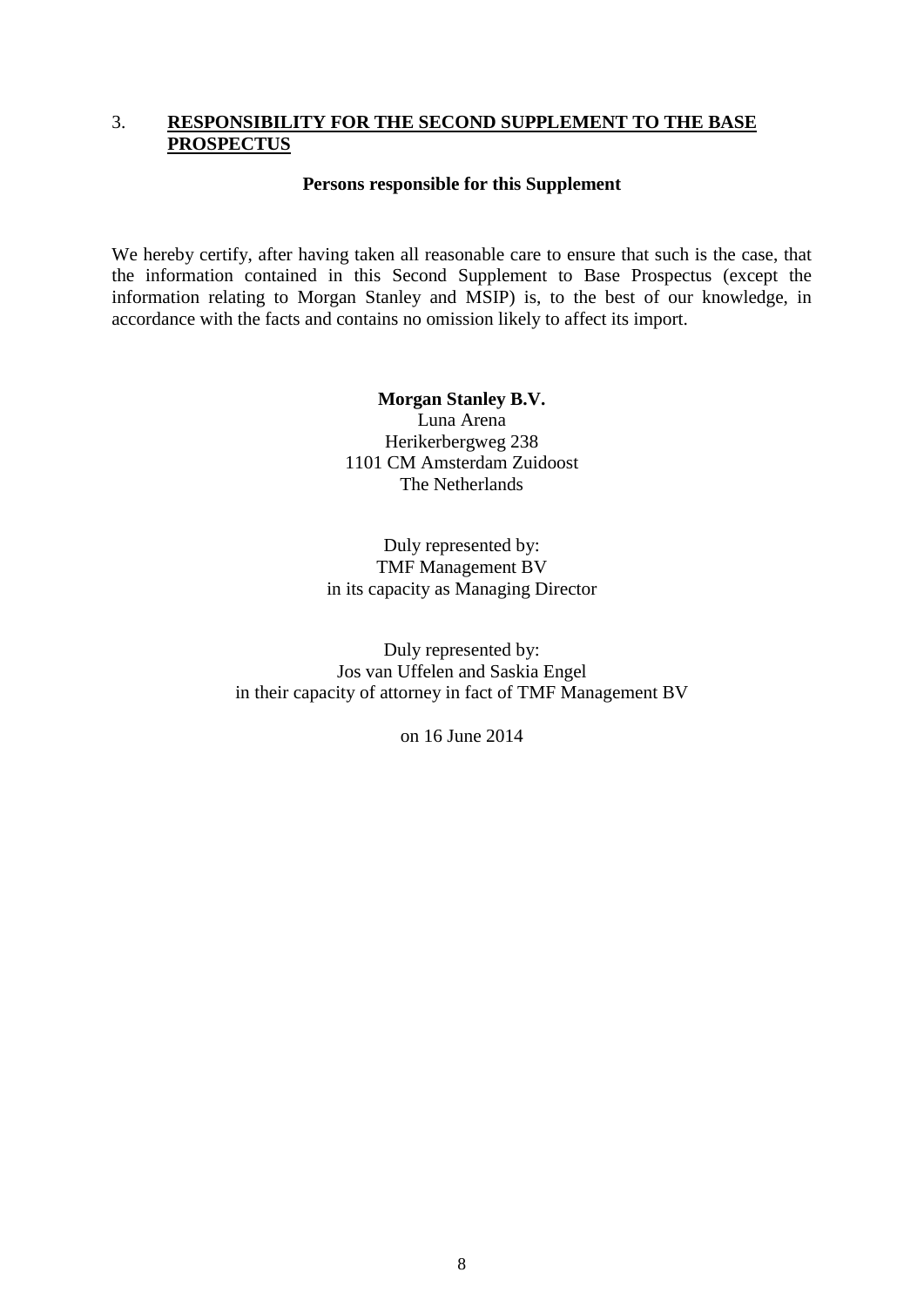## 3. **RESPONSIBILITY FOR THE SECOND SUPPLEMENT TO THE BASE PROSPECTUS**

**Persons responsible for this Supplement**

We hereby certify, after having taken all reasonable care to ensure that such is the case, that the information contained in this Second Supplement to Base Prospectus (except the information relating to Morgan Stanley and MSIP) is, to the best of our knowledge, in accordance with the facts and contains no omission likely to affect its import.

**Morgan Stanley B.V.**
Luna Arena
Herikerbergweg 238
1101 CM Amsterdam Zuidoost
The Netherlands

Duly represented by:
TMF Management BV
in its capacity as Managing Director

Duly represented by:
Jos van Uffelen and Saskia Engel
in their capacity of attorney in fact of TMF Management BV

on 16 June 2014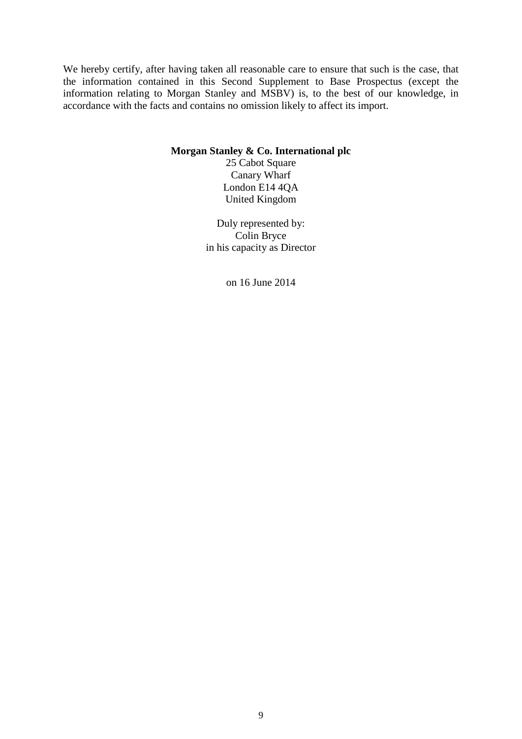We hereby certify, after having taken all reasonable care to ensure that such is the case, that the information contained in this Second Supplement to Base Prospectus (except the information relating to Morgan Stanley and MSBV) is, to the best of our knowledge, in accordance with the facts and contains no omission likely to affect its import.

**Morgan Stanley & Co. International plc**
25 Cabot Square
Canary Wharf
London E14 4QA
United Kingdom

Duly represented by:
Colin Bryce
in his capacity as Director

on 16 June 2014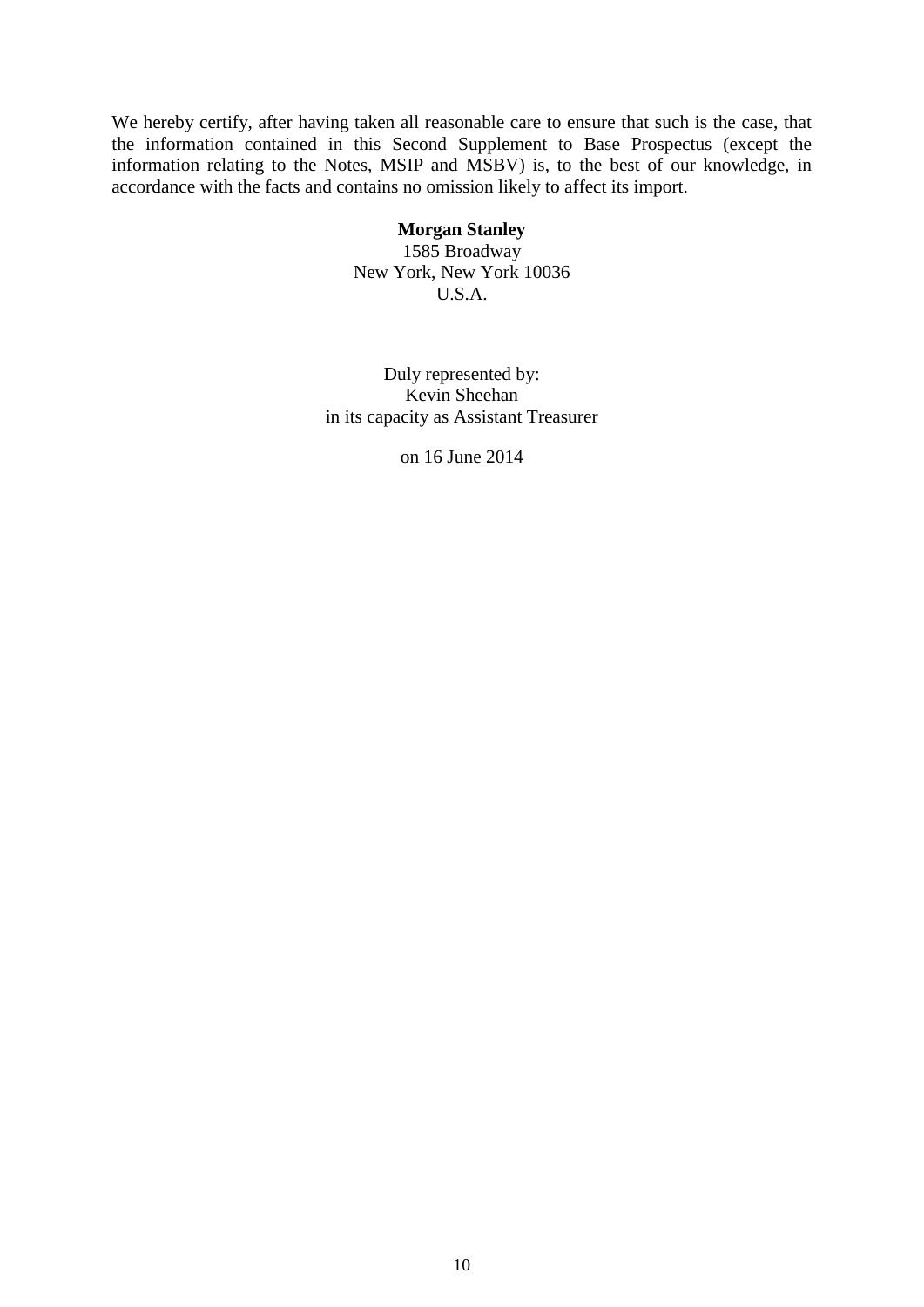We hereby certify, after having taken all reasonable care to ensure that such is the case, that the information contained in this Second Supplement to Base Prospectus (except the information relating to the Notes, MSIP and MSBV) is, to the best of our knowledge, in accordance with the facts and contains no omission likely to affect its import.

**Morgan Stanley**
1585 Broadway
New York, New York 10036
U.S.A.

Duly represented by:
Kevin Sheehan
in its capacity as Assistant Treasurer

on 16 June 2014